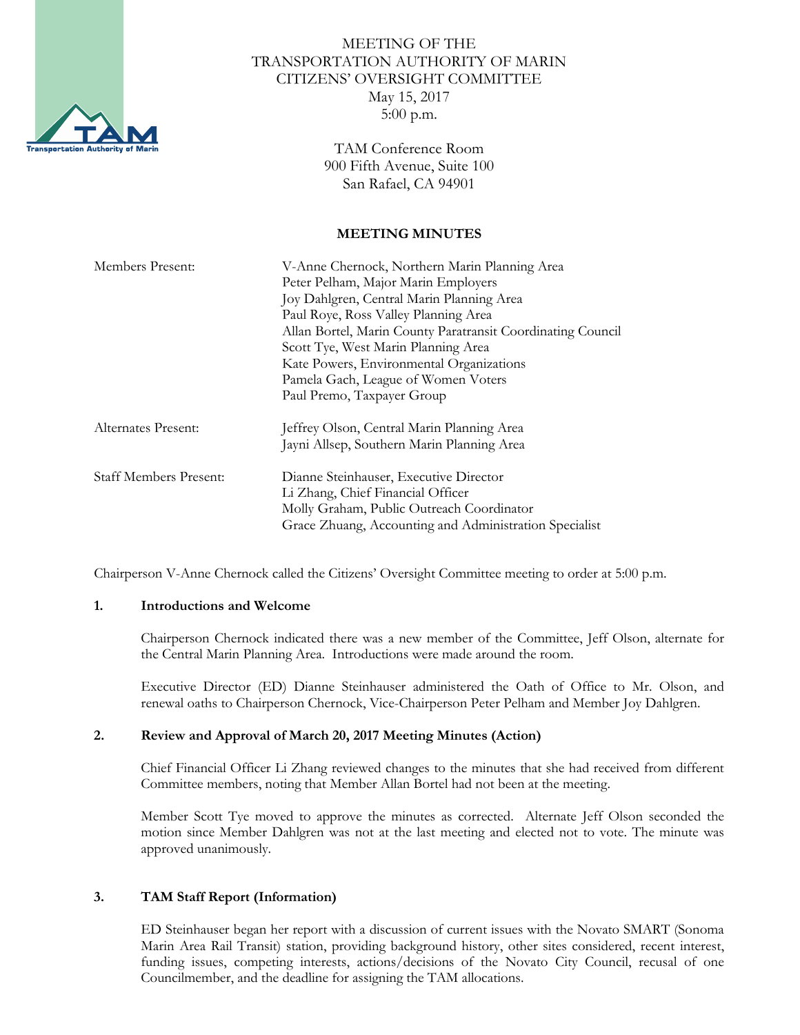MEETING OF THE
TRANSPORTATION AUTHORITY OF MARIN
CITIZENS' OVERSIGHT COMMITTEE
May 15, 2017
5:00 p.m.

TAM Conference Room
900 Fifth Avenue, Suite 100
San Rafael, CA 94901

**MEETING MINUTES**

| | |
|---|---|
| Members Present: | V-Anne Chernock, Northern Marin Planning Area<br>Peter Pelham, Major Marin Employers<br>Joy Dahlgren, Central Marin Planning Area<br>Paul Roye, Ross Valley Planning Area<br>Allan Bortel, Marin County Paratransit Coordinating Council<br>Scott Tye, West Marin Planning Area<br>Kate Powers, Environmental Organizations<br>Pamela Gach, League of Women Voters<br>Paul Premo, Taxpayer Group |
| Alternates Present: | Jeffrey Olson, Central Marin Planning Area<br>Jayni Allsep, Southern Marin Planning Area |
| Staff Members Present: | Dianne Steinhauser, Executive Director<br>Li Zhang, Chief Financial Officer<br>Molly Graham, Public Outreach Coordinator<br>Grace Zhuang, Accounting and Administration Specialist |

Chairperson V-Anne Chernock called the Citizens' Oversight Committee meeting to order at 5:00 p.m.

**1. Introductions and Welcome**

Chairperson Chernock indicated there was a new member of the Committee, Jeff Olson, alternate for the Central Marin Planning Area. Introductions were made around the room.

Executive Director (ED) Dianne Steinhauser administered the Oath of Office to Mr. Olson, and renewal oaths to Chairperson Chernock, Vice-Chairperson Peter Pelham and Member Joy Dahlgren.

**2. Review and Approval of March 20, 2017 Meeting Minutes (Action)**

Chief Financial Officer Li Zhang reviewed changes to the minutes that she had received from different Committee members, noting that Member Allan Bortel had not been at the meeting.

Member Scott Tye moved to approve the minutes as corrected. Alternate Jeff Olson seconded the motion since Member Dahlgren was not at the last meeting and elected not to vote. The minute was approved unanimously.

**3. TAM Staff Report (Information)**

ED Steinhauser began her report with a discussion of current issues with the Novato SMART (Sonoma Marin Area Rail Transit) station, providing background history, other sites considered, recent interest, funding issues, competing interests, actions/decisions of the Novato City Council, recusal of one Councilmember, and the deadline for assigning the TAM allocations.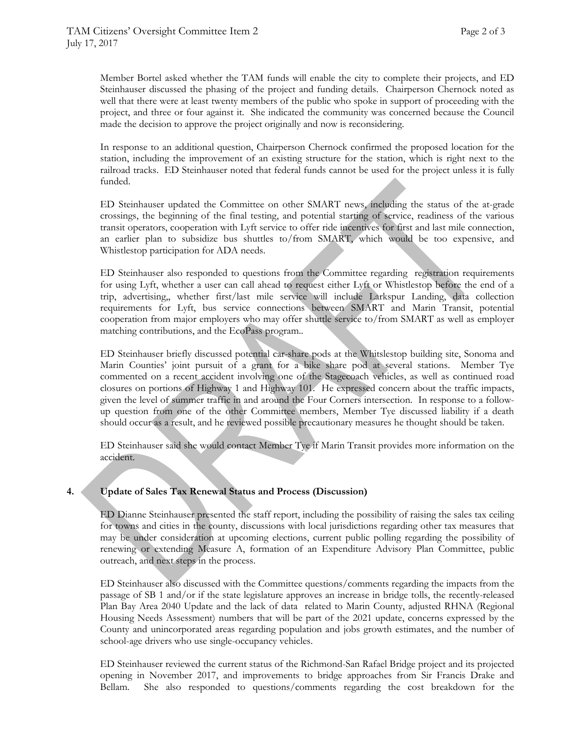Member Bortel asked whether the TAM funds will enable the city to complete their projects, and ED Steinhauser discussed the phasing of the project and funding details. Chairperson Chernock noted as well that there were at least twenty members of the public who spoke in support of proceeding with the project, and three or four against it. She indicated the community was concerned because the Council made the decision to approve the project originally and now is reconsidering.

In response to an additional question, Chairperson Chernock confirmed the proposed location for the station, including the improvement of an existing structure for the station, which is right next to the railroad tracks. ED Steinhauser noted that federal funds cannot be used for the project unless it is fully funded.

ED Steinhauser updated the Committee on other SMART news, including the status of the at-grade crossings, the beginning of the final testing, and potential starting of service, readiness of the various transit operators, cooperation with Lyft service to offer ride incentives for first and last mile connection, an earlier plan to subsidize bus shuttles to/from SMART, which would be too expensive, and Whistlestop participation for ADA needs.

ED Steinhauser also responded to questions from the Committee regarding registration requirements for using Lyft, whether a user can call ahead to request either Lyft or Whistlestop before the end of a trip, advertising,, whether first/last mile service will include Larkspur Landing, data collection requirements for Lyft, bus service connections between SMART and Marin Transit, potential cooperation from major employers who may offer shuttle service to/from SMART as well as employer matching contributions, and the EcoPass program..

ED Steinhauser briefly discussed potential car-share pods at the Whitslestop building site, Sonoma and Marin Counties' joint pursuit of a grant for a bike share pod at several stations. Member Tye commented on a recent accident involving one of the Stagecoach vehicles, as well as continued road closures on portions of Highway 1 and Highway 101. He expressed concern about the traffic impacts, given the level of summer traffic in and around the Four Corners intersection. In response to a follow-up question from one of the other Committee members, Member Tye discussed liability if a death should occur as a result, and he reviewed possible precautionary measures he thought should be taken.

ED Steinhauser said she would contact Member Tye if Marin Transit provides more information on the accident.

**4. Update of Sales Tax Renewal Status and Process (Discussion)**

ED Dianne Steinhauser presented the staff report, including the possibility of raising the sales tax ceiling for towns and cities in the county, discussions with local jurisdictions regarding other tax measures that may be under consideration at upcoming elections, current public polling regarding the possibility of renewing or extending Measure A, formation of an Expenditure Advisory Plan Committee, public outreach, and next steps in the process.

ED Steinhauser also discussed with the Committee questions/comments regarding the impacts from the passage of SB 1 and/or if the state legislature approves an increase in bridge tolls, the recently-released Plan Bay Area 2040 Update and the lack of data related to Marin County, adjusted RHNA (Regional Housing Needs Assessment) numbers that will be part of the 2021 update, concerns expressed by the County and unincorporated areas regarding population and jobs growth estimates, and the number of school-age drivers who use single-occupancy vehicles.

ED Steinhauser reviewed the current status of the Richmond-San Rafael Bridge project and its projected opening in November 2017, and improvements to bridge approaches from Sir Francis Drake and Bellam. She also responded to questions/comments regarding the cost breakdown for the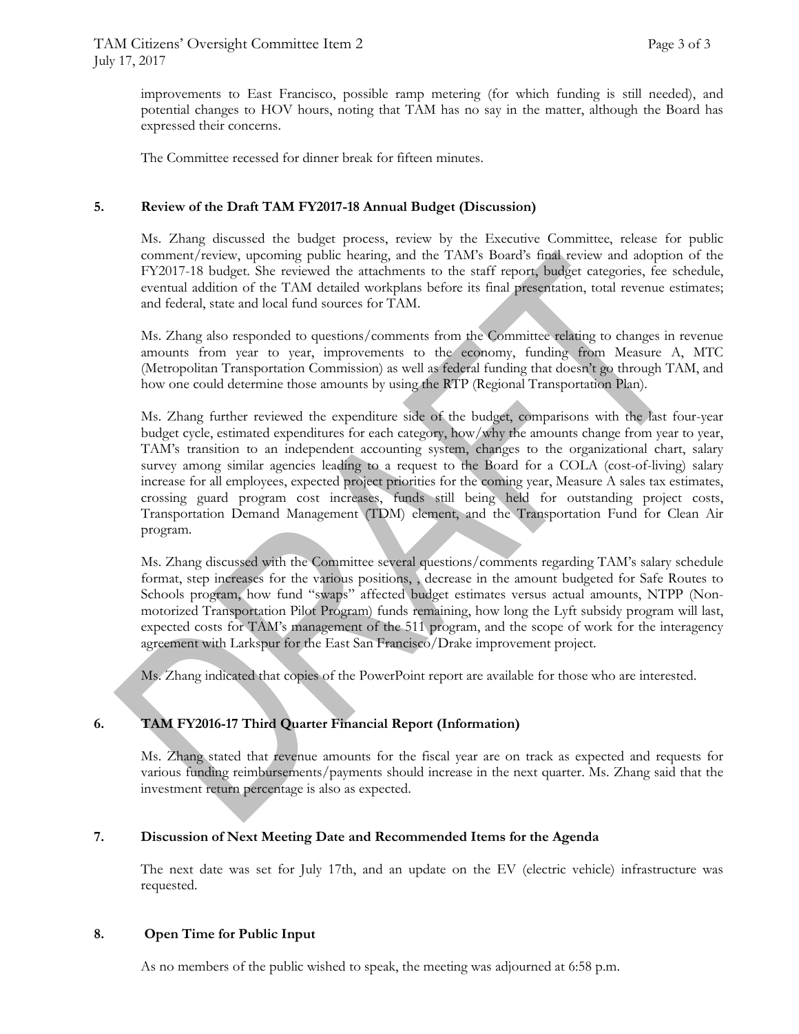improvements to East Francisco, possible ramp metering (for which funding is still needed), and potential changes to HOV hours, noting that TAM has no say in the matter, although the Board has expressed their concerns.

The Committee recessed for dinner break for fifteen minutes.

**5. Review of the Draft TAM FY2017-18 Annual Budget (Discussion)**

Ms. Zhang discussed the budget process, review by the Executive Committee, release for public comment/review, upcoming public hearing, and the TAM's Board's final review and adoption of the FY2017-18 budget. She reviewed the attachments to the staff report, budget categories, fee schedule, eventual addition of the TAM detailed workplans before its final presentation, total revenue estimates; and federal, state and local fund sources for TAM.

Ms. Zhang also responded to questions/comments from the Committee relating to changes in revenue amounts from year to year, improvements to the economy, funding from Measure A, MTC (Metropolitan Transportation Commission) as well as federal funding that doesn't go through TAM, and how one could determine those amounts by using the RTP (Regional Transportation Plan).

Ms. Zhang further reviewed the expenditure side of the budget, comparisons with the last four-year budget cycle, estimated expenditures for each category, how/why the amounts change from year to year, TAM's transition to an independent accounting system, changes to the organizational chart, salary survey among similar agencies leading to a request to the Board for a COLA (cost-of-living) salary increase for all employees, expected project priorities for the coming year, Measure A sales tax estimates, crossing guard program cost increases, funds still being held for outstanding project costs, Transportation Demand Management (TDM) element, and the Transportation Fund for Clean Air program.

Ms. Zhang discussed with the Committee several questions/comments regarding TAM's salary schedule format, step increases for the various positions, , decrease in the amount budgeted for Safe Routes to Schools program, how fund "swaps" affected budget estimates versus actual amounts, NTPP (Non-motorized Transportation Pilot Program) funds remaining, how long the Lyft subsidy program will last, expected costs for TAM's management of the 511 program, and the scope of work for the interagency agreement with Larkspur for the East San Francisco/Drake improvement project.

Ms. Zhang indicated that copies of the PowerPoint report are available for those who are interested.

**6. TAM FY2016-17 Third Quarter Financial Report (Information)**

Ms. Zhang stated that revenue amounts for the fiscal year are on track as expected and requests for various funding reimbursements/payments should increase in the next quarter. Ms. Zhang said that the investment return percentage is also as expected.

**7. Discussion of Next Meeting Date and Recommended Items for the Agenda**

The next date was set for July 17th, and an update on the EV (electric vehicle) infrastructure was requested.

**8. Open Time for Public Input**

As no members of the public wished to speak, the meeting was adjourned at 6:58 p.m.